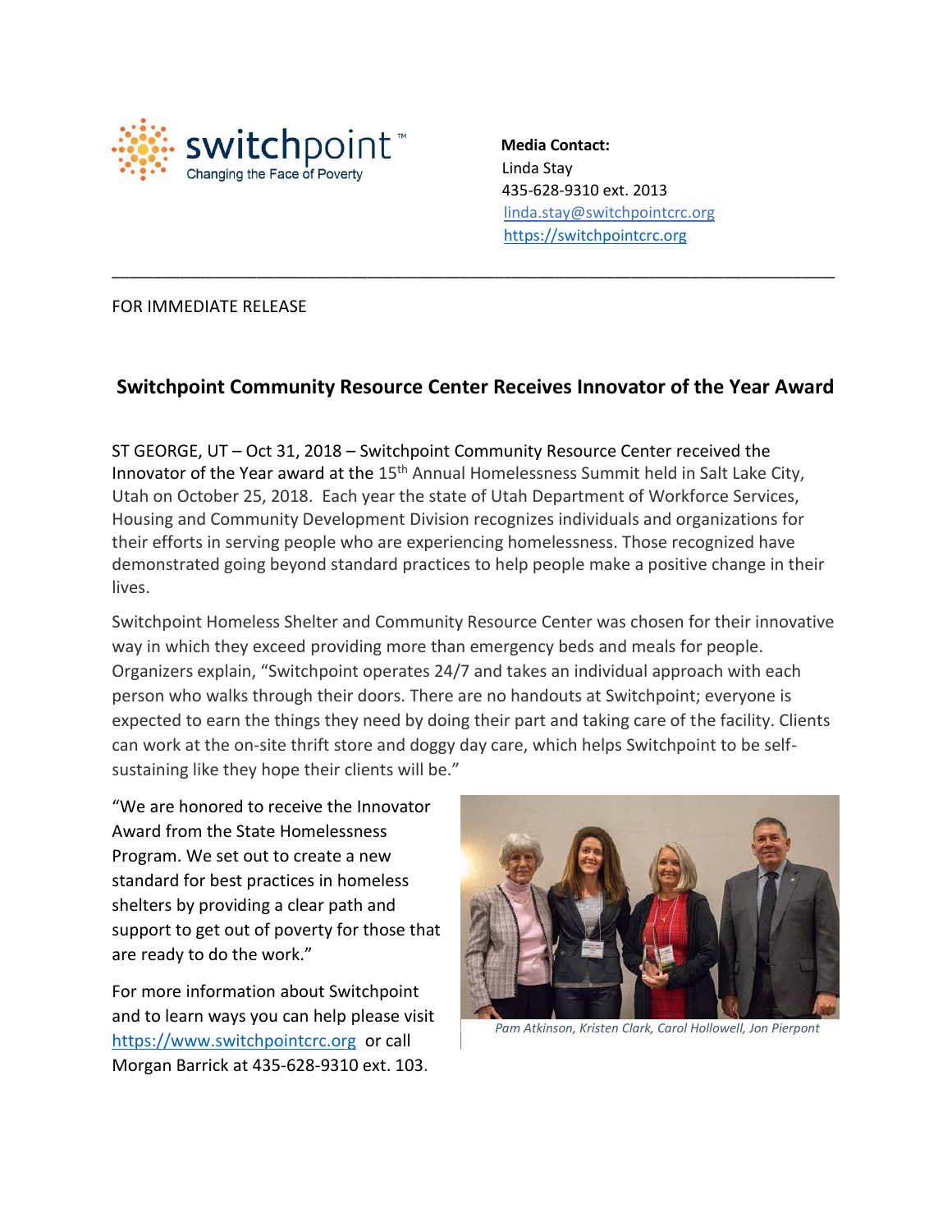switchpoint™
Changing the Face of Poverty

**Media Contact:**
Linda Stay
435-628-9310 ext. 2013
linda.stay@switchpointcrc.org
https://switchpointcrc.org

---

FOR IMMEDIATE RELEASE

## Switchpoint Community Resource Center Receives Innovator of the Year Award

ST GEORGE, UT – Oct 31, 2018 – Switchpoint Community Resource Center received the Innovator of the Year award at the 15th Annual Homelessness Summit held in Salt Lake City, Utah on October 25, 2018. Each year the state of Utah Department of Workforce Services, Housing and Community Development Division recognizes individuals and organizations for their efforts in serving people who are experiencing homelessness. Those recognized have demonstrated going beyond standard practices to help people make a positive change in their lives.

Switchpoint Homeless Shelter and Community Resource Center was chosen for their innovative way in which they exceed providing more than emergency beds and meals for people. Organizers explain, "Switchpoint operates 24/7 and takes an individual approach with each person who walks through their doors. There are no handouts at Switchpoint; everyone is expected to earn the things they need by doing their part and taking care of the facility. Clients can work at the on-site thrift store and doggy day care, which helps Switchpoint to be self-sustaining like they hope their clients will be."

"We are honored to receive the Innovator Award from the State Homelessness Program. We set out to create a new standard for best practices in homeless shelters by providing a clear path and support to get out of poverty for those that are ready to do the work."

*Pam Atkinson, Kristen Clark, Carol Hollowell, Jon Pierpont*

For more information about Switchpoint and to learn ways you can help please visit https://www.switchpointcrc.org or call Morgan Barrick at 435-628-9310 ext. 103.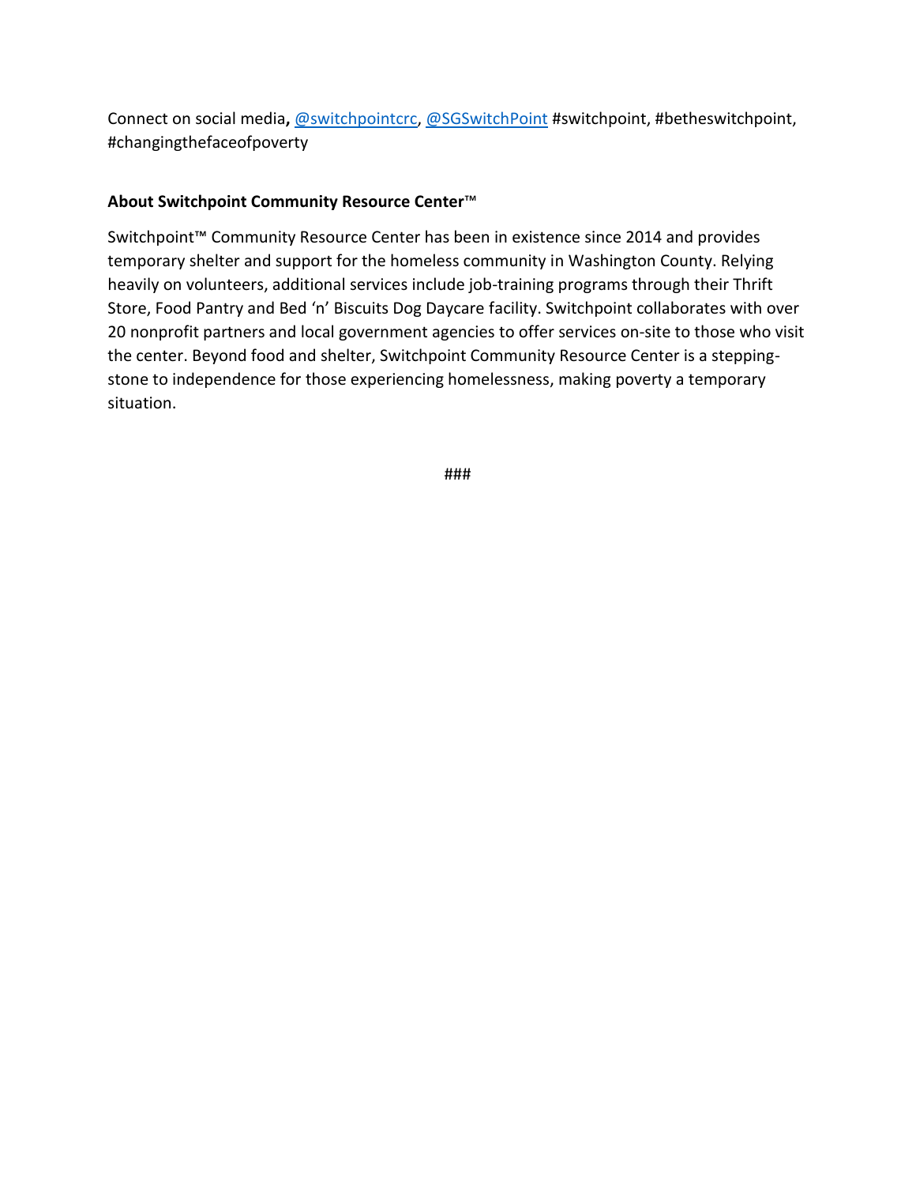Connect on social media**,** @switchpointcrc, @SGSwitchPoint #switchpoint, #betheswitchpoint, #changingthefaceofpoverty

**About Switchpoint Community Resource Center**™

Switchpoint™ Community Resource Center has been in existence since 2014 and provides temporary shelter and support for the homeless community in Washington County. Relying heavily on volunteers, additional services include job-training programs through their Thrift Store, Food Pantry and Bed 'n' Biscuits Dog Daycare facility. Switchpoint collaborates with over 20 nonprofit partners and local government agencies to offer services on-site to those who visit the center. Beyond food and shelter, Switchpoint Community Resource Center is a stepping-stone to independence for those experiencing homelessness, making poverty a temporary situation.

###